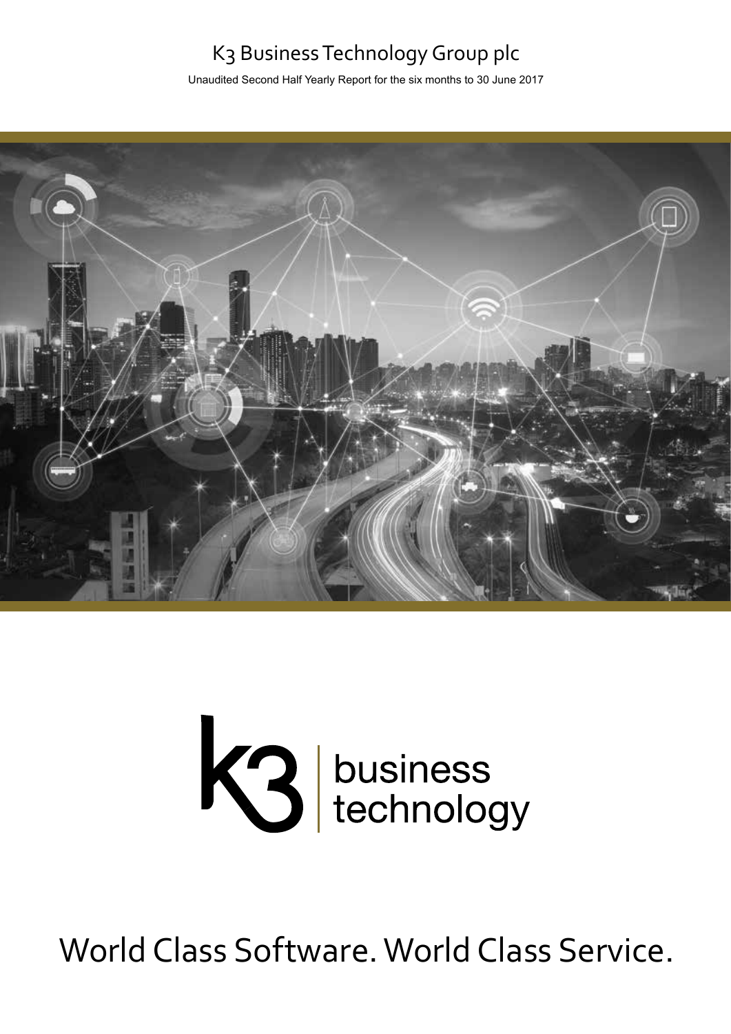# K3 Business Technology Group plc

Unaudited Second Half Yearly Report for the six months to 30 June 2017

K3 business technology

World Class Software. World Class Service.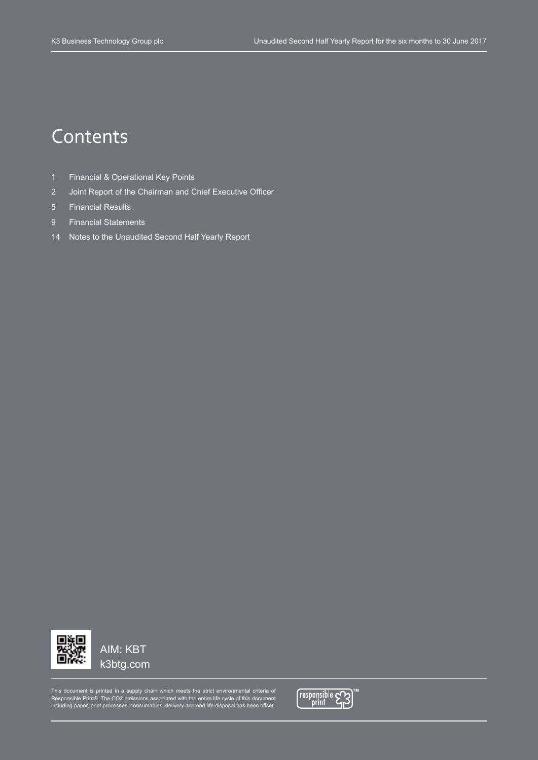# Contents

1 Financial & Operational Key Points

2 Joint Report of the Chairman and Chief Executive Officer

5 Financial Results

9 Financial Statements

14 Notes to the Unaudited Second Half Yearly Report

AIM: KBT
k3btg.com

This document is printed in a supply chain which meets the strict environmental criteria of Responsible Print®. The CO2 emissions associated with the entire life cycle of this document including paper, print processes, consumables, delivery and end life disposal has been offset.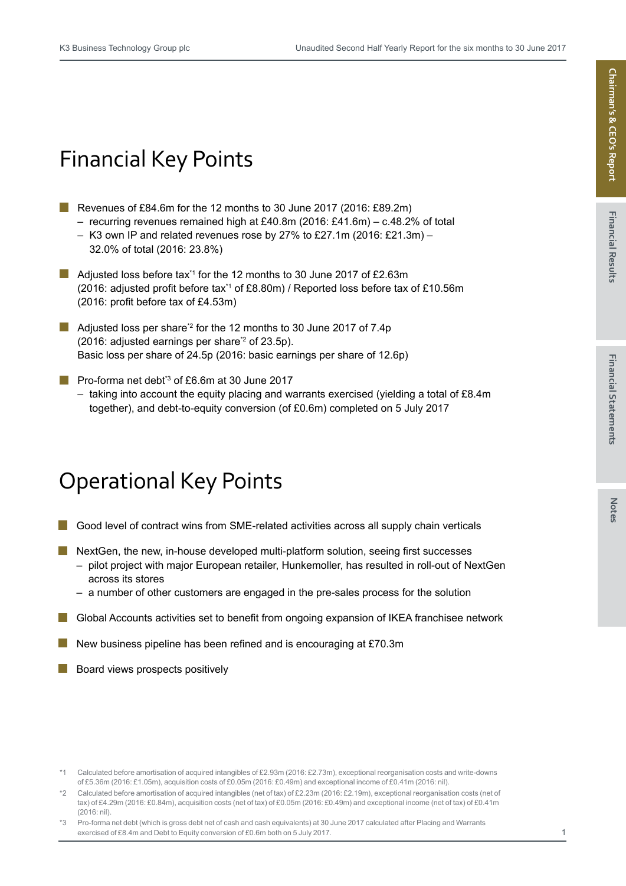# Financial Key Points

- Revenues of £84.6m for the 12 months to 30 June 2017 (2016: £89.2m)
  - recurring revenues remained high at £40.8m (2016: £41.6m) – c.48.2% of total
  - K3 own IP and related revenues rose by 27% to £27.1m (2016: £21.3m) – 32.0% of total (2016: 23.8%)
- Adjusted loss before tax*1 for the 12 months to 30 June 2017 of £2.63m (2016: adjusted profit before tax*1 of £8.80m) / Reported loss before tax of £10.56m (2016: profit before tax of £4.53m)
- Adjusted loss per share*2 for the 12 months to 30 June 2017 of 7.4p (2016: adjusted earnings per share*2 of 23.5p). Basic loss per share of 24.5p (2016: basic earnings per share of 12.6p)
- Pro-forma net debt*3 of £6.6m at 30 June 2017
  - taking into account the equity placing and warrants exercised (yielding a total of £8.4m together), and debt-to-equity conversion (of £0.6m) completed on 5 July 2017

# Operational Key Points

- Good level of contract wins from SME-related activities across all supply chain verticals
- NextGen, the new, in-house developed multi-platform solution, seeing first successes
  - pilot project with major European retailer, Hunkemoller, has resulted in roll-out of NextGen across its stores
  - a number of other customers are engaged in the pre-sales process for the solution
- Global Accounts activities set to benefit from ongoing expansion of IKEA franchisee network
- New business pipeline has been refined and is encouraging at £70.3m
- Board views prospects positively

*1 Calculated before amortisation of acquired intangibles of £2.93m (2016: £2.73m), exceptional reorganisation costs and write-downs of £5.36m (2016: £1.05m), acquisition costs of £0.05m (2016: £0.49m) and exceptional income of £0.41m (2016: nil).

*2 Calculated before amortisation of acquired intangibles (net of tax) of £2.23m (2016: £2.19m), exceptional reorganisation costs (net of tax) of £4.29m (2016: £0.84m), acquisition costs (net of tax) of £0.05m (2016: £0.49m) and exceptional income (net of tax) of £0.41m (2016: nil).

*3 Pro-forma net debt (which is gross debt net of cash and cash equivalents) at 30 June 2017 calculated after Placing and Warrants exercised of £8.4m and Debt to Equity conversion of £0.6m both on 5 July 2017.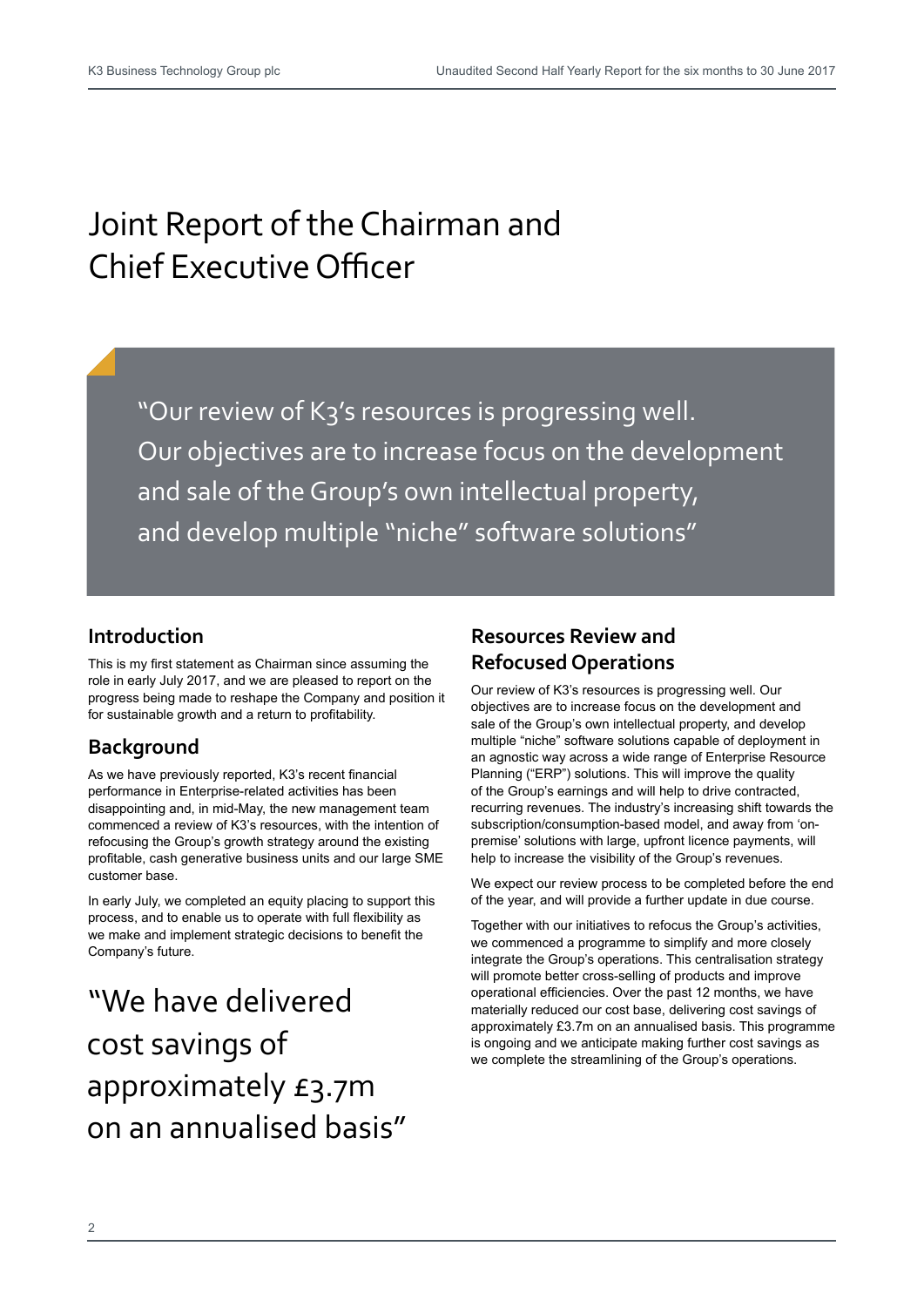# Joint Report of the Chairman and Chief Executive Officer

> "Our review of K3's resources is progressing well. Our objectives are to increase focus on the development and sale of the Group's own intellectual property, and develop multiple "niche" software solutions"

## Introduction

This is my first statement as Chairman since assuming the role in early July 2017, and we are pleased to report on the progress being made to reshape the Company and position it for sustainable growth and a return to profitability.

## Background

As we have previously reported, K3's recent financial performance in Enterprise-related activities has been disappointing and, in mid-May, the new management team commenced a review of K3's resources, with the intention of refocusing the Group's growth strategy around the existing profitable, cash generative business units and our large SME customer base.

In early July, we completed an equity placing to support this process, and to enable us to operate with full flexibility as we make and implement strategic decisions to benefit the Company's future.

> "We have delivered cost savings of approximately £3.7m on an annualised basis"

## Resources Review and Refocused Operations

Our review of K3's resources is progressing well. Our objectives are to increase focus on the development and sale of the Group's own intellectual property, and develop multiple "niche" software solutions capable of deployment in an agnostic way across a wide range of Enterprise Resource Planning ("ERP") solutions. This will improve the quality of the Group's earnings and will help to drive contracted, recurring revenues. The industry's increasing shift towards the subscription/consumption-based model, and away from 'on-premise' solutions with large, upfront licence payments, will help to increase the visibility of the Group's revenues.

We expect our review process to be completed before the end of the year, and will provide a further update in due course.

Together with our initiatives to refocus the Group's activities, we commenced a programme to simplify and more closely integrate the Group's operations. This centralisation strategy will promote better cross-selling of products and improve operational efficiencies. Over the past 12 months, we have materially reduced our cost base, delivering cost savings of approximately £3.7m on an annualised basis. This programme is ongoing and we anticipate making further cost savings as we complete the streamlining of the Group's operations.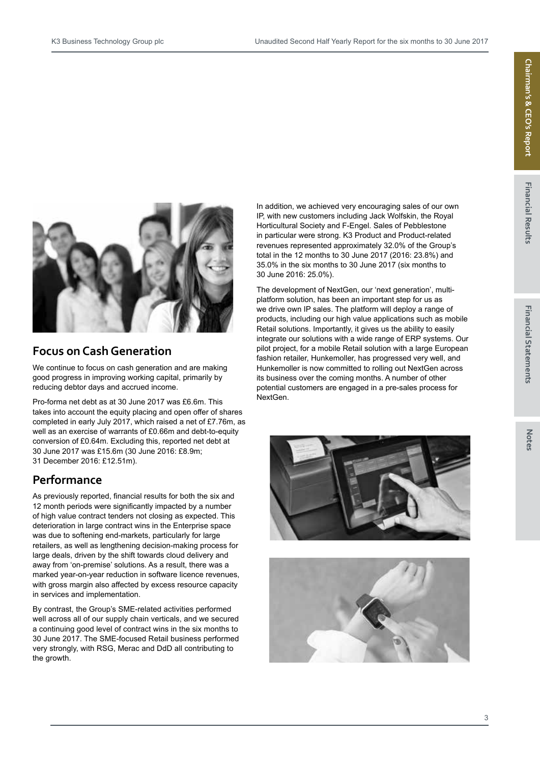## Focus on Cash Generation

We continue to focus on cash generation and are making good progress in improving working capital, primarily by reducing debtor days and accrued income.

Pro-forma net debt as at 30 June 2017 was £6.6m. This takes into account the equity placing and open offer of shares completed in early July 2017, which raised a net of £7.76m, as well as an exercise of warrants of £0.66m and debt-to-equity conversion of £0.64m. Excluding this, reported net debt at 30 June 2017 was £15.6m (30 June 2016: £8.9m; 31 December 2016: £12.51m).

## Performance

As previously reported, financial results for both the six and 12 month periods were significantly impacted by a number of high value contract tenders not closing as expected. This deterioration in large contract wins in the Enterprise space was due to softening end-markets, particularly for large retailers, as well as lengthening decision-making process for large deals, driven by the shift towards cloud delivery and away from 'on-premise' solutions. As a result, there was a marked year-on-year reduction in software licence revenues, with gross margin also affected by excess resource capacity in services and implementation.

By contrast, the Group's SME-related activities performed well across all of our supply chain verticals, and we secured a continuing good level of contract wins in the six months to 30 June 2017. The SME-focused Retail business performed very strongly, with RSG, Merac and DdD all contributing to the growth.

In addition, we achieved very encouraging sales of our own IP, with new customers including Jack Wolfskin, the Royal Horticultural Society and F-Engel. Sales of Pebblestone in particular were strong. K3 Product and Product-related revenues represented approximately 32.0% of the Group's total in the 12 months to 30 June 2017 (2016: 23.8%) and 35.0% in the six months to 30 June 2017 (six months to 30 June 2016: 25.0%).

The development of NextGen, our 'next generation', multi-platform solution, has been an important step for us as we drive own IP sales. The platform will deploy a range of products, including our high value applications such as mobile Retail solutions. Importantly, it gives us the ability to easily integrate our solutions with a wide range of ERP systems. Our pilot project, for a mobile Retail solution with a large European fashion retailer, Hunkemoller, has progressed very well, and Hunkemoller is now committed to rolling out NextGen across its business over the coming months. A number of other potential customers are engaged in a pre-sales process for NextGen.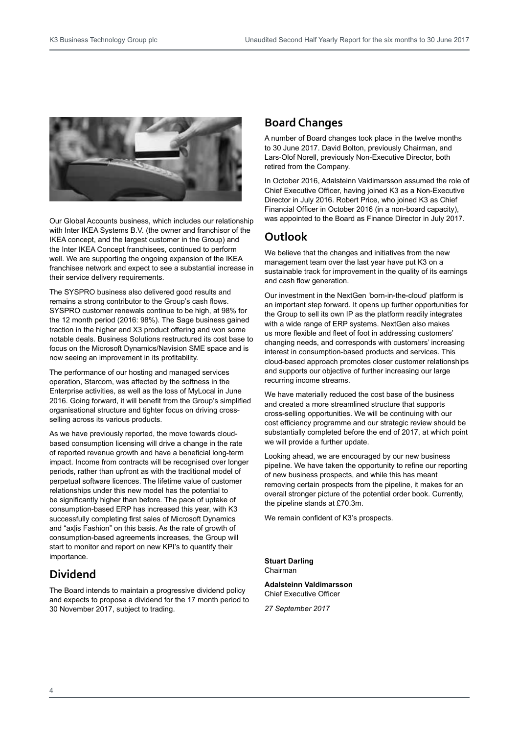Our Global Accounts business, which includes our relationship with Inter IKEA Systems B.V. (the owner and franchisor of the IKEA concept, and the largest customer in the Group) and the Inter IKEA Concept franchisees, continued to perform well. We are supporting the ongoing expansion of the IKEA franchisee network and expect to see a substantial increase in their service delivery requirements.

The SYSPRO business also delivered good results and remains a strong contributor to the Group's cash flows. SYSPRO customer renewals continue to be high, at 98% for the 12 month period (2016: 98%). The Sage business gained traction in the higher end X3 product offering and won some notable deals. Business Solutions restructured its cost base to focus on the Microsoft Dynamics/Navision SME space and is now seeing an improvement in its profitability.

The performance of our hosting and managed services operation, Starcom, was affected by the softness in the Enterprise activities, as well as the loss of MyLocal in June 2016. Going forward, it will benefit from the Group's simplified organisational structure and tighter focus on driving cross-selling across its various products.

As we have previously reported, the move towards cloud-based consumption licensing will drive a change in the rate of reported revenue growth and have a beneficial long-term impact. Income from contracts will be recognised over longer periods, rather than upfront as with the traditional model of perpetual software licences. The lifetime value of customer relationships under this new model has the potential to be significantly higher than before. The pace of uptake of consumption-based ERP has increased this year, with K3 successfully completing first sales of Microsoft Dynamics and "ax|is Fashion" on this basis. As the rate of growth of consumption-based agreements increases, the Group will start to monitor and report on new KPI's to quantify their importance.

## Dividend

The Board intends to maintain a progressive dividend policy and expects to propose a dividend for the 17 month period to 30 November 2017, subject to trading.

## Board Changes

A number of Board changes took place in the twelve months to 30 June 2017. David Bolton, previously Chairman, and Lars-Olof Norell, previously Non-Executive Director, both retired from the Company.

In October 2016, Adalsteinn Valdimarsson assumed the role of Chief Executive Officer, having joined K3 as a Non-Executive Director in July 2016. Robert Price, who joined K3 as Chief Financial Officer in October 2016 (in a non-board capacity), was appointed to the Board as Finance Director in July 2017.

## Outlook

We believe that the changes and initiatives from the new management team over the last year have put K3 on a sustainable track for improvement in the quality of its earnings and cash flow generation.

Our investment in the NextGen 'born-in-the-cloud' platform is an important step forward. It opens up further opportunities for the Group to sell its own IP as the platform readily integrates with a wide range of ERP systems. NextGen also makes us more flexible and fleet of foot in addressing customers' changing needs, and corresponds with customers' increasing interest in consumption-based products and services. This cloud-based approach promotes closer customer relationships and supports our objective of further increasing our large recurring income streams.

We have materially reduced the cost base of the business and created a more streamlined structure that supports cross-selling opportunities. We will be continuing with our cost efficiency programme and our strategic review should be substantially completed before the end of 2017, at which point we will provide a further update.

Looking ahead, we are encouraged by our new business pipeline. We have taken the opportunity to refine our reporting of new business prospects, and while this has meant removing certain prospects from the pipeline, it makes for an overall stronger picture of the potential order book. Currently, the pipeline stands at £70.3m.

We remain confident of K3's prospects.

**Stuart Darling**
Chairman

**Adalsteinn Valdimarsson**
Chief Executive Officer

*27 September 2017*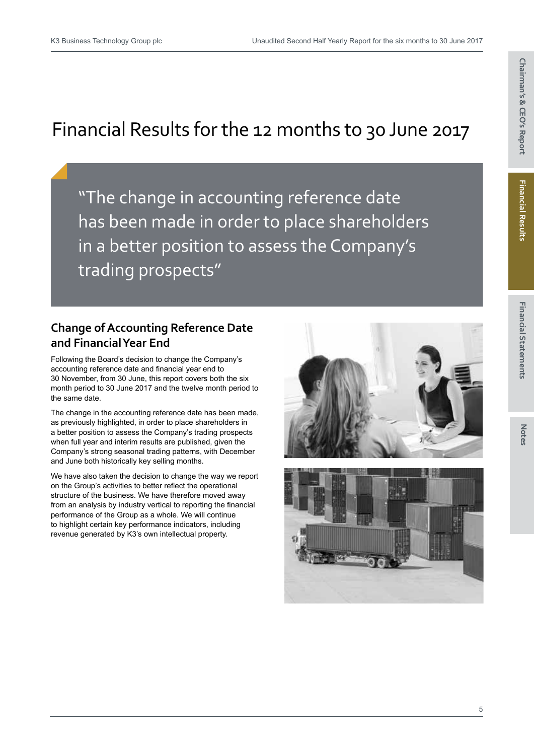# Financial Results for the 12 months to 30 June 2017

"The change in accounting reference date has been made in order to place shareholders in a better position to assess the Company's trading prospects"

## Change of Accounting Reference Date and Financial Year End

Following the Board's decision to change the Company's accounting reference date and financial year end to 30 November, from 30 June, this report covers both the six month period to 30 June 2017 and the twelve month period to the same date.

The change in the accounting reference date has been made, as previously highlighted, in order to place shareholders in a better position to assess the Company's trading prospects when full year and interim results are published, given the Company's strong seasonal trading patterns, with December and June both historically key selling months.

We have also taken the decision to change the way we report on the Group's activities to better reflect the operational structure of the business. We have therefore moved away from an analysis by industry vertical to reporting the financial performance of the Group as a whole. We will continue to highlight certain key performance indicators, including revenue generated by K3's own intellectual property.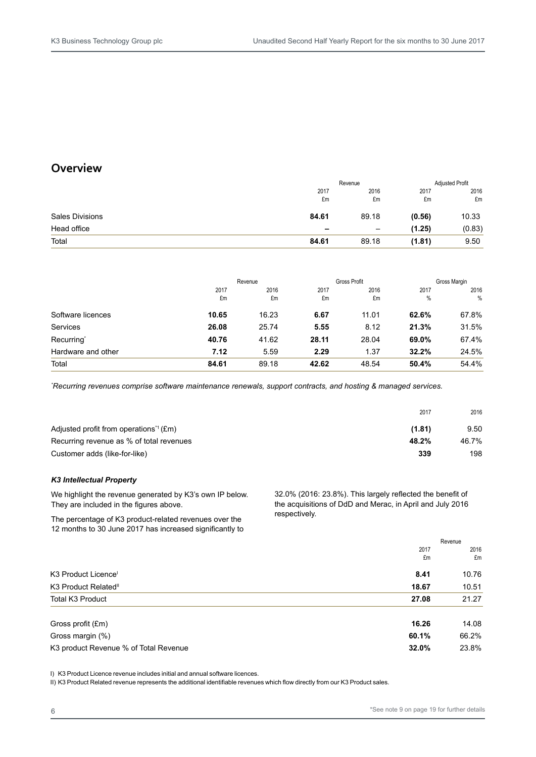## Overview

| | Revenue | | Adjusted Profit | |
|---|---|---|---|---|
| | 2017 £m | 2016 £m | 2017 £m | 2016 £m |
| Sales Divisions | **84.61** | 89.18 | **(0.56)** | 10.33 |
| Head office | **–** | – | **(1.25)** | (0.83) |
| Total | **84.61** | 89.18 | **(1.81)** | 9.50 |

| | Revenue | | Gross Profit | | Gross Margin | |
|---|---|---|---|---|---|---|
| | 2017 £m | 2016 £m | 2017 £m | 2016 £m | 2017 % | 2016 % |
| Software licences | **10.65** | 16.23 | **6.67** | 11.01 | **62.6%** | 67.8% |
| Services | **26.08** | 25.74 | **5.55** | 8.12 | **21.3%** | 31.5% |
| Recurring* | **40.76** | 41.62 | **28.11** | 28.04 | **69.0%** | 67.4% |
| Hardware and other | **7.12** | 5.59 | **2.29** | 1.37 | **32.2%** | 24.5% |
| Total | **84.61** | 89.18 | **42.62** | 48.54 | **50.4%** | 54.4% |

*\*Recurring revenues comprise software maintenance renewals, support contracts, and hosting & managed services.*

| | 2017 | 2016 |
|---|---|---|
| Adjusted profit from operations*1 (£m) | **(1.81)** | 9.50 |
| Recurring revenue as % of total revenues | **48.2%** | 46.7% |
| Customer adds (like-for-like) | **339** | 198 |

***K3 Intellectual Property***

We highlight the revenue generated by K3's own IP below. They are included in the figures above.

The percentage of K3 product-related revenues over the 12 months to 30 June 2017 has increased significantly to 32.0% (2016: 23.8%). This largely reflected the benefit of the acquisitions of DdD and Merac, in April and July 2016 respectively.

| | Revenue | |
|---|---|---|
| | 2017 £m | 2016 £m |
| K3 Product Licence[I] | **8.41** | 10.76 |
| K3 Product Related[II] | **18.67** | 10.51 |
| Total K3 Product | **27.08** | 21.27 |
| Gross profit (£m) | **16.26** | 14.08 |
| Gross margin (%) | **60.1%** | 66.2% |
| K3 product Revenue % of Total Revenue | **32.0%** | 23.8% |

I) K3 Product Licence revenue includes initial and annual software licences.

II) K3 Product Related revenue represents the additional identifiable revenues which flow directly from our K3 Product sales.

*See note 9 on page 19 for further details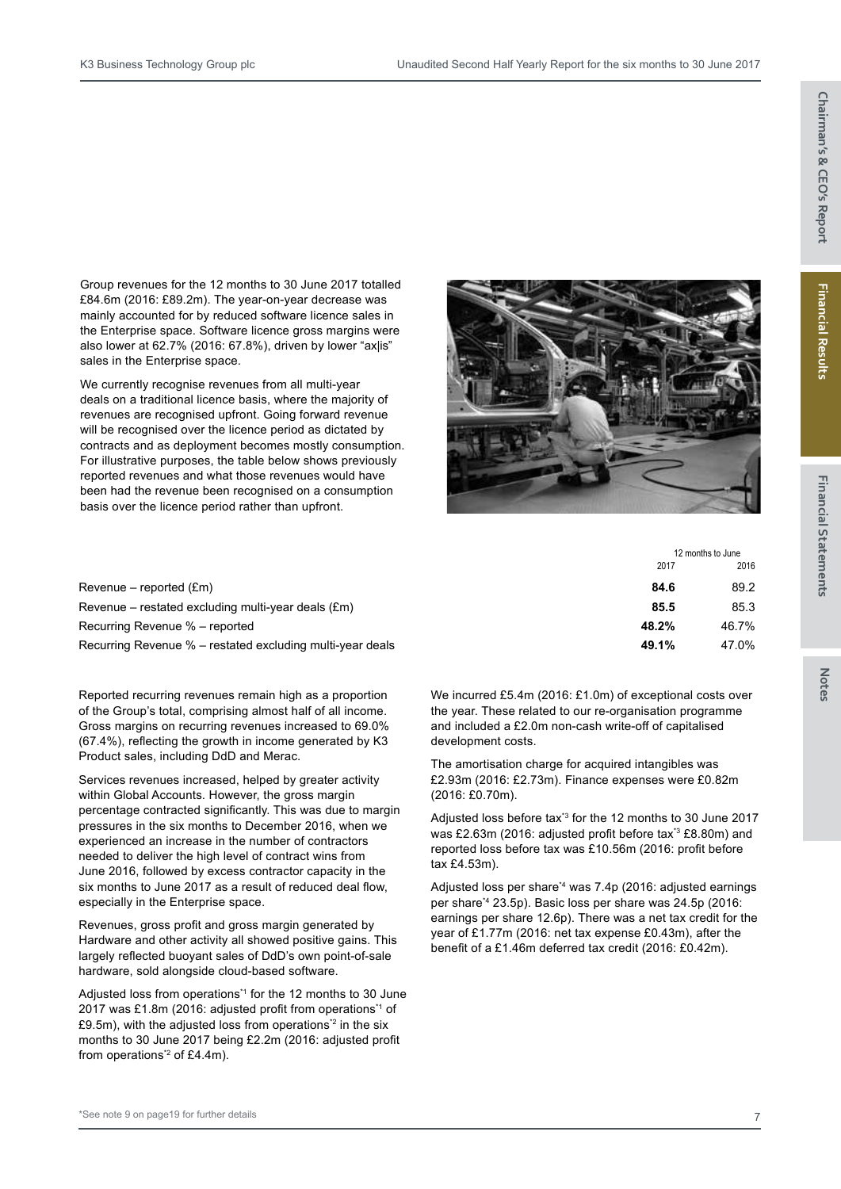Group revenues for the 12 months to 30 June 2017 totalled £84.6m (2016: £89.2m). The year-on-year decrease was mainly accounted for by reduced software licence sales in the Enterprise space. Software licence gross margins were also lower at 62.7% (2016: 67.8%), driven by lower "ax|is" sales in the Enterprise space.

We currently recognise revenues from all multi-year deals on a traditional licence basis, where the majority of revenues are recognised upfront. Going forward revenue will be recognised over the licence period as dictated by contracts and as deployment becomes mostly consumption. For illustrative purposes, the table below shows previously reported revenues and what those revenues would have been had the revenue been recognised on a consumption basis over the licence period rather than upfront.

| | 12 months to June | |
|---|---|---|
| | 2017 | 2016 |
| Revenue – reported (£m) | **84.6** | 89.2 |
| Revenue – restated excluding multi-year deals (£m) | **85.5** | 85.3 |
| Recurring Revenue % – reported | **48.2%** | 46.7% |
| Recurring Revenue % – restated excluding multi-year deals | **49.1%** | 47.0% |

Reported recurring revenues remain high as a proportion of the Group's total, comprising almost half of all income. Gross margins on recurring revenues increased to 69.0% (67.4%), reflecting the growth in income generated by K3 Product sales, including DdD and Merac.

Services revenues increased, helped by greater activity within Global Accounts. However, the gross margin percentage contracted significantly. This was due to margin pressures in the six months to December 2016, when we experienced an increase in the number of contractors needed to deliver the high level of contract wins from June 2016, followed by excess contractor capacity in the six months to June 2017 as a result of reduced deal flow, especially in the Enterprise space.

Revenues, gross profit and gross margin generated by Hardware and other activity all showed positive gains. This largely reflected buoyant sales of DdD's own point-of-sale hardware, sold alongside cloud-based software.

Adjusted loss from operations*[1] for the 12 months to 30 June 2017 was £1.8m (2016: adjusted profit from operations*[1] of £9.5m), with the adjusted loss from operations*[2] in the six months to 30 June 2017 being £2.2m (2016: adjusted profit from operations*[2] of £4.4m).

We incurred £5.4m (2016: £1.0m) of exceptional costs over the year. These related to our re-organisation programme and included a £2.0m non-cash write-off of capitalised development costs.

The amortisation charge for acquired intangibles was £2.93m (2016: £2.73m). Finance expenses were £0.82m (2016: £0.70m).

Adjusted loss before tax*[3] for the 12 months to 30 June 2017 was £2.63m (2016: adjusted profit before tax*[3] £8.80m) and reported loss before tax was £10.56m (2016: profit before tax £4.53m).

Adjusted loss per share*[4] was 7.4p (2016: adjusted earnings per share*[4] 23.5p). Basic loss per share was 24.5p (2016: earnings per share 12.6p). There was a net tax credit for the year of £1.77m (2016: net tax expense £0.43m), after the benefit of a £1.46m deferred tax credit (2016: £0.42m).

*See note 9 on page19 for further details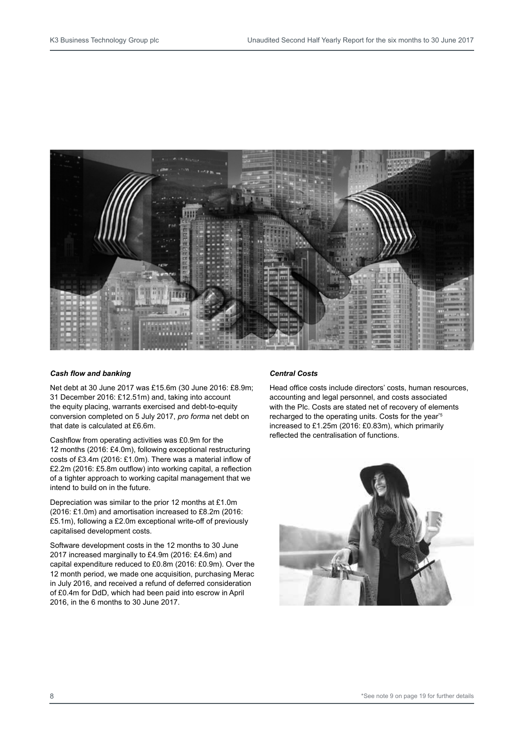### *Cash flow and banking*

Net debt at 30 June 2017 was £15.6m (30 June 2016: £8.9m; 31 December 2016: £12.51m) and, taking into account the equity placing, warrants exercised and debt-to-equity conversion completed on 5 July 2017, *pro forma* net debt on that date is calculated at £6.6m.

Cashflow from operating activities was £0.9m for the 12 months (2016: £4.0m), following exceptional restructuring costs of £3.4m (2016: £1.0m). There was a material inflow of £2.2m (2016: £5.8m outflow) into working capital, a reflection of a tighter approach to working capital management that we intend to build on in the future.

Depreciation was similar to the prior 12 months at £1.0m (2016: £1.0m) and amortisation increased to £8.2m (2016: £5.1m), following a £2.0m exceptional write-off of previously capitalised development costs.

Software development costs in the 12 months to 30 June 2017 increased marginally to £4.9m (2016: £4.6m) and capital expenditure reduced to £0.8m (2016: £0.9m). Over the 12 month period, we made one acquisition, purchasing Merac in July 2016, and received a refund of deferred consideration of £0.4m for DdD, which had been paid into escrow in April 2016, in the 6 months to 30 June 2017.

### *Central Costs*

Head office costs include directors' costs, human resources, accounting and legal personnel, and costs associated with the Plc. Costs are stated net of recovery of elements recharged to the operating units. Costs for the year*[5] increased to £1.25m (2016: £0.83m), which primarily reflected the centralisation of functions.

*See note 9 on page 19 for further details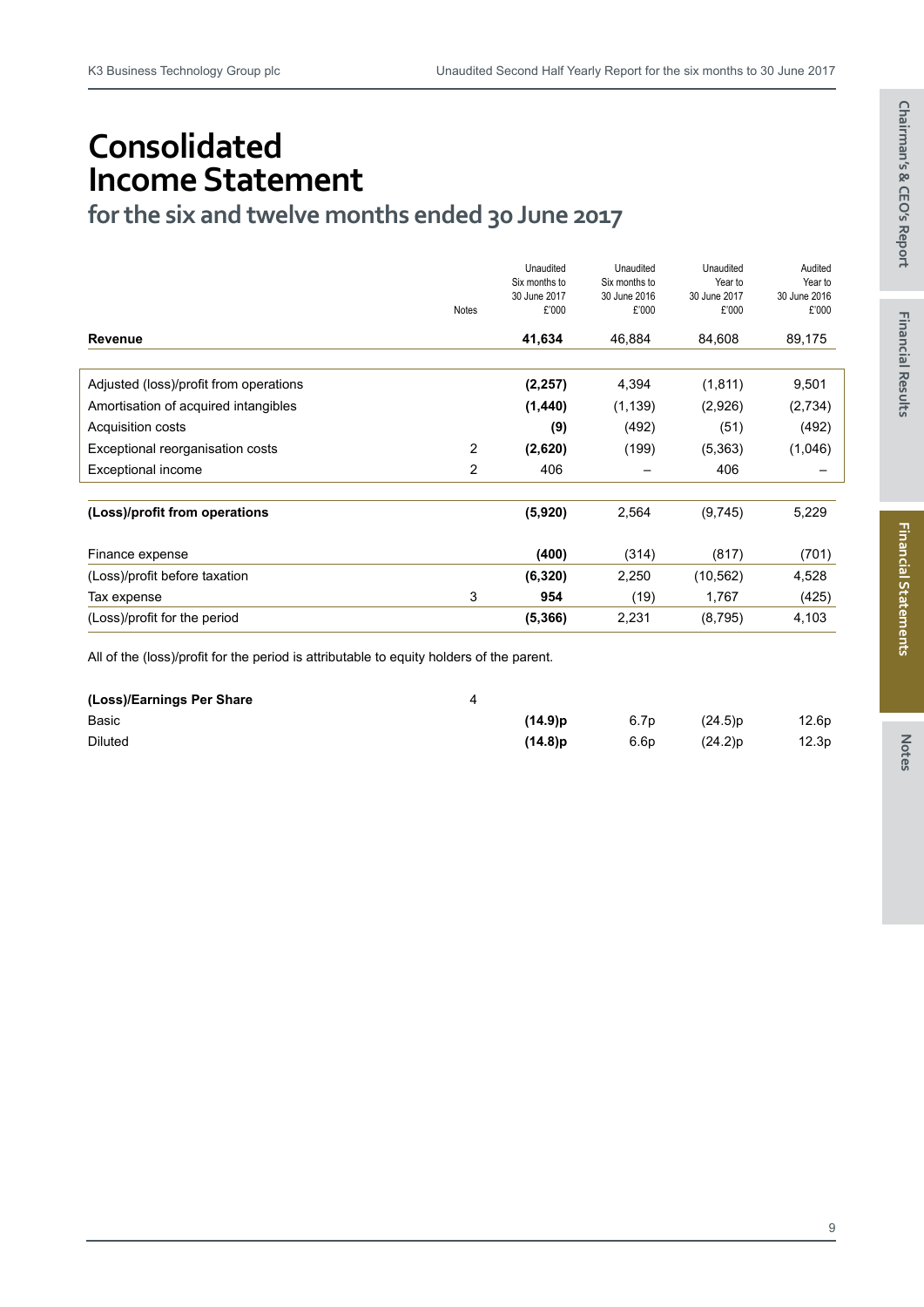# Consolidated Income Statement

## for the six and twelve months ended 30 June 2017

| | Notes | Unaudited Six months to 30 June 2017 £'000 | Unaudited Six months to 30 June 2016 £'000 | Unaudited Year to 30 June 2017 £'000 | Audited Year to 30 June 2016 £'000 |
|---|---|---|---|---|---|
| **Revenue** | | **41,634** | 46,884 | 84,608 | 89,175 |
| Adjusted (loss)/profit from operations | | **(2,257)** | 4,394 | (1,811) | 9,501 |
| Amortisation of acquired intangibles | | **(1,440)** | (1,139) | (2,926) | (2,734) |
| Acquisition costs | | **(9)** | (492) | (51) | (492) |
| Exceptional reorganisation costs | 2 | **(2,620)** | (199) | (5,363) | (1,046) |
| Exceptional income | 2 | 406 | – | 406 | – |
| **(Loss)/profit from operations** | | **(5,920)** | 2,564 | (9,745) | 5,229 |
| Finance expense | | **(400)** | (314) | (817) | (701) |
| (Loss)/profit before taxation | | **(6,320)** | 2,250 | (10,562) | 4,528 |
| Tax expense | 3 | **954** | (19) | 1,767 | (425) |
| (Loss)/profit for the period | | **(5,366)** | 2,231 | (8,795) | 4,103 |

All of the (loss)/profit for the period is attributable to equity holders of the parent.

| | Notes | Unaudited Six months to 30 June 2017 | Unaudited Six months to 30 June 2016 | Unaudited Year to 30 June 2017 | Audited Year to 30 June 2016 |
|---|---|---|---|---|---|
| **(Loss)/Earnings Per Share** | 4 | | | | |
| Basic | | **(14.9)p** | 6.7p | (24.5)p | 12.6p |
| Diluted | | **(14.8)p** | 6.6p | (24.2)p | 12.3p |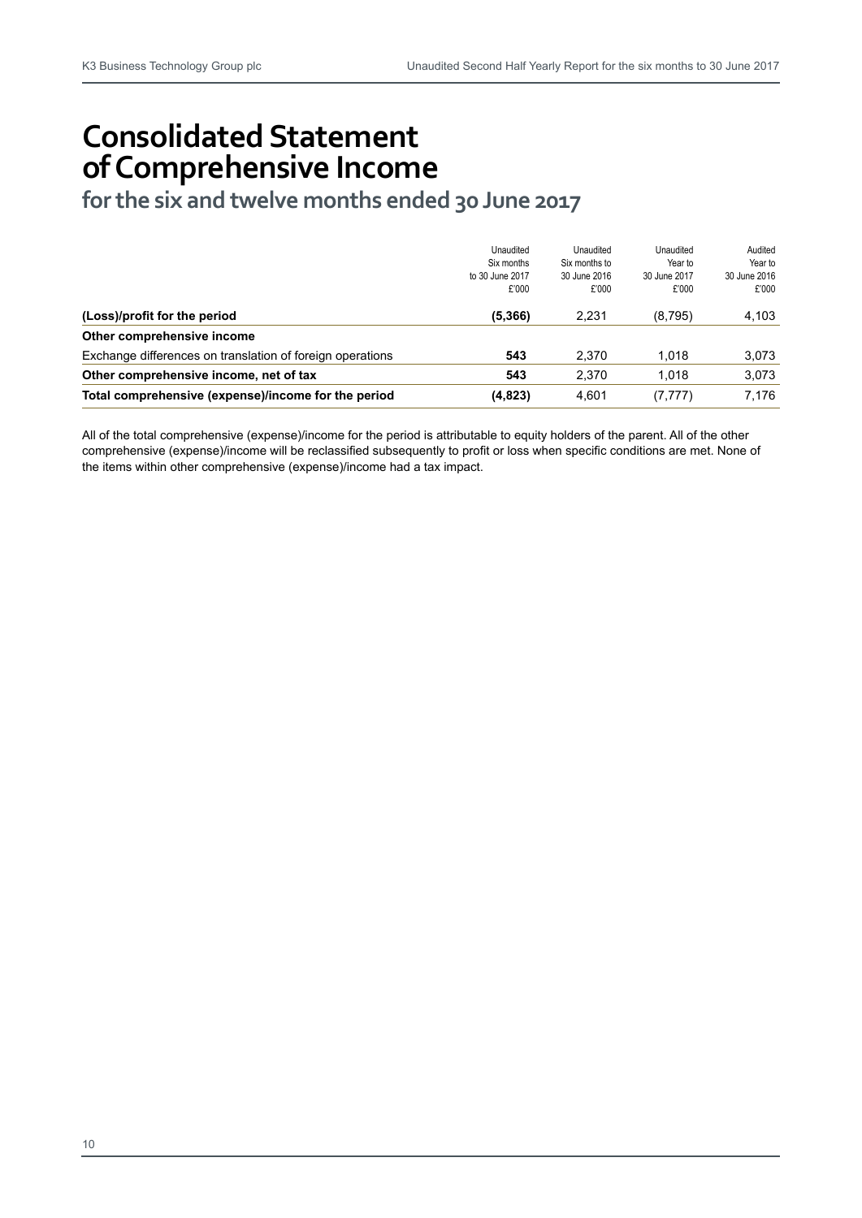# Consolidated Statement of Comprehensive Income

## for the six and twelve months ended 30 June 2017

| | Unaudited Six months to 30 June 2017 £'000 | Unaudited Six months to 30 June 2016 £'000 | Unaudited Year to 30 June 2017 £'000 | Audited Year to 30 June 2016 £'000 |
|---|---|---|---|---|
| **(Loss)/profit for the period** | **(5,366)** | 2,231 | (8,795) | 4,103 |
| **Other comprehensive income** | | | | |
| Exchange differences on translation of foreign operations | **543** | 2,370 | 1,018 | 3,073 |
| **Other comprehensive income, net of tax** | **543** | 2,370 | 1,018 | 3,073 |
| **Total comprehensive (expense)/income for the period** | **(4,823)** | 4,601 | (7,777) | 7,176 |

All of the total comprehensive (expense)/income for the period is attributable to equity holders of the parent. All of the other comprehensive (expense)/income will be reclassified subsequently to profit or loss when specific conditions are met. None of the items within other comprehensive (expense)/income had a tax impact.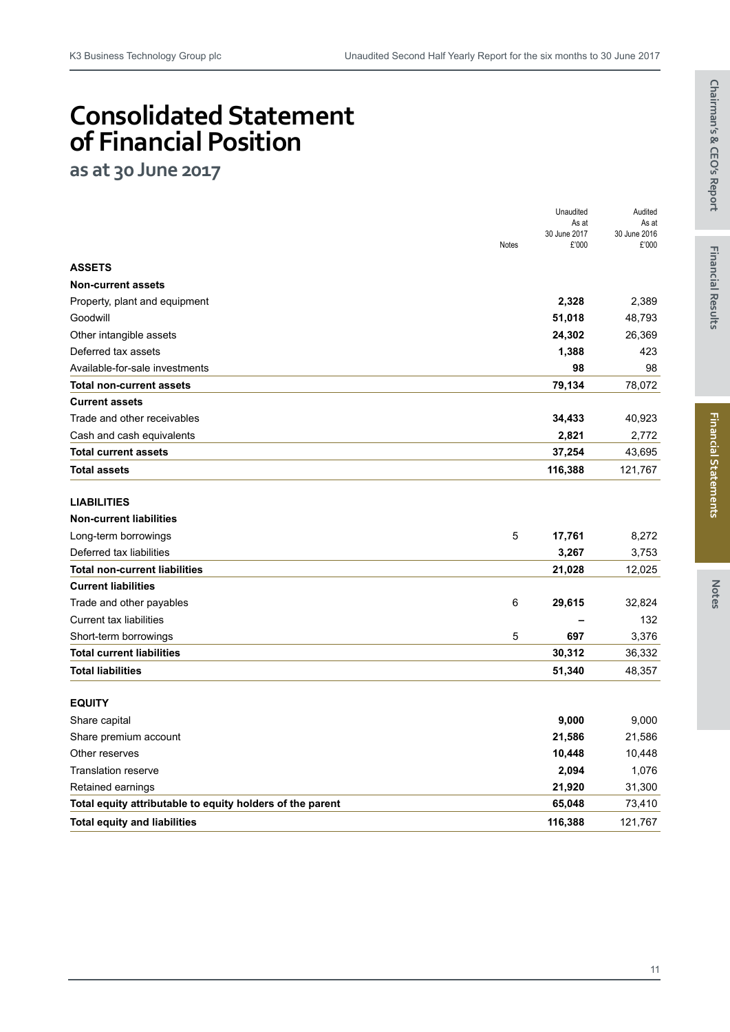# Consolidated Statement of Financial Position

## as at 30 June 2017

| | Notes | Unaudited As at 30 June 2017 £'000 | Audited As at 30 June 2016 £'000 |
|---|---|---|---|
| **ASSETS** | | | |
| **Non-current assets** | | | |
| Property, plant and equipment | | **2,328** | 2,389 |
| Goodwill | | **51,018** | 48,793 |
| Other intangible assets | | **24,302** | 26,369 |
| Deferred tax assets | | **1,388** | 423 |
| Available-for-sale investments | | **98** | 98 |
| **Total non-current assets** | | **79,134** | 78,072 |
| **Current assets** | | | |
| Trade and other receivables | | **34,433** | 40,923 |
| Cash and cash equivalents | | **2,821** | 2,772 |
| **Total current assets** | | **37,254** | 43,695 |
| **Total assets** | | **116,388** | 121,767 |
| **LIABILITIES** | | | |
| **Non-current liabilities** | | | |
| Long-term borrowings | 5 | **17,761** | 8,272 |
| Deferred tax liabilities | | **3,267** | 3,753 |
| **Total non-current liabilities** | | **21,028** | 12,025 |
| **Current liabilities** | | | |
| Trade and other payables | 6 | **29,615** | 32,824 |
| Current tax liabilities | | **–** | 132 |
| Short-term borrowings | 5 | **697** | 3,376 |
| **Total current liabilities** | | **30,312** | 36,332 |
| **Total liabilities** | | **51,340** | 48,357 |
| **EQUITY** | | | |
| Share capital | | **9,000** | 9,000 |
| Share premium account | | **21,586** | 21,586 |
| Other reserves | | **10,448** | 10,448 |
| Translation reserve | | **2,094** | 1,076 |
| Retained earnings | | **21,920** | 31,300 |
| **Total equity attributable to equity holders of the parent** | | **65,048** | 73,410 |
| **Total equity and liabilities** | | **116,388** | 121,767 |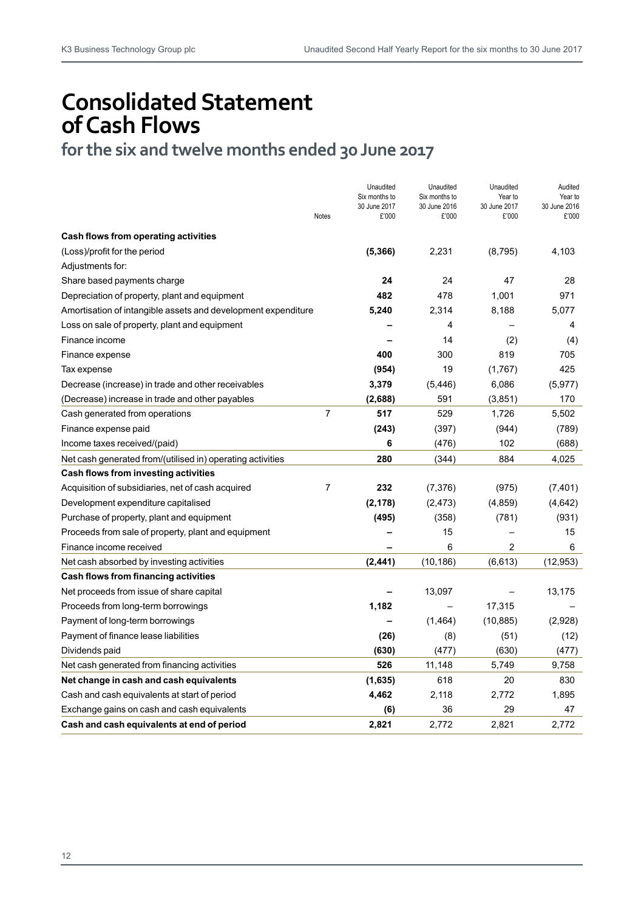# Consolidated Statement of Cash Flows

## for the six and twelve months ended 30 June 2017

| | Notes | Unaudited Six months to 30 June 2017 £'000 | Unaudited Six months to 30 June 2016 £'000 | Unaudited Year to 30 June 2017 £'000 | Audited Year to 30 June 2016 £'000 |
|---|---|---|---|---|---|
| **Cash flows from operating activities** | | | | | |
| (Loss)/profit for the period | | **(5,366)** | 2,231 | (8,795) | 4,103 |
| Adjustments for: | | | | | |
| Share based payments charge | | **24** | 24 | 47 | 28 |
| Depreciation of property, plant and equipment | | **482** | 478 | 1,001 | 971 |
| Amortisation of intangible assets and development expenditure | | **5,240** | 2,314 | 8,188 | 5,077 |
| Loss on sale of property, plant and equipment | | **–** | 4 | – | 4 |
| Finance income | | **–** | 14 | (2) | (4) |
| Finance expense | | **400** | 300 | 819 | 705 |
| Tax expense | | **(954)** | 19 | (1,767) | 425 |
| Decrease (increase) in trade and other receivables | | **3,379** | (5,446) | 6,086 | (5,977) |
| (Decrease) increase in trade and other payables | | **(2,688)** | 591 | (3,851) | 170 |
| Cash generated from operations | 7 | **517** | 529 | 1,726 | 5,502 |
| Finance expense paid | | **(243)** | (397) | (944) | (789) |
| Income taxes received/(paid) | | **6** | (476) | 102 | (688) |
| Net cash generated from/(utilised in) operating activities | | **280** | (344) | 884 | 4,025 |
| **Cash flows from investing activities** | | | | | |
| Acquisition of subsidiaries, net of cash acquired | 7 | **232** | (7,376) | (975) | (7,401) |
| Development expenditure capitalised | | **(2,178)** | (2,473) | (4,859) | (4,642) |
| Purchase of property, plant and equipment | | **(495)** | (358) | (781) | (931) |
| Proceeds from sale of property, plant and equipment | | **–** | 15 | – | 15 |
| Finance income received | | **–** | 6 | 2 | 6 |
| Net cash absorbed by investing activities | | **(2,441)** | (10,186) | (6,613) | (12,953) |
| **Cash flows from financing activities** | | | | | |
| Net proceeds from issue of share capital | | **–** | 13,097 | – | 13,175 |
| Proceeds from long-term borrowings | | **1,182** | – | 17,315 | – |
| Payment of long-term borrowings | | **–** | (1,464) | (10,885) | (2,928) |
| Payment of finance lease liabilities | | **(26)** | (8) | (51) | (12) |
| Dividends paid | | **(630)** | (477) | (630) | (477) |
| Net cash generated from financing activities | | **526** | 11,148 | 5,749 | 9,758 |
| **Net change in cash and cash equivalents** | | **(1,635)** | 618 | 20 | 830 |
| Cash and cash equivalents at start of period | | **4,462** | 2,118 | 2,772 | 1,895 |
| Exchange gains on cash and cash equivalents | | **(6)** | 36 | 29 | 47 |
| **Cash and cash equivalents at end of period** | | **2,821** | 2,772 | 2,821 | 2,772 |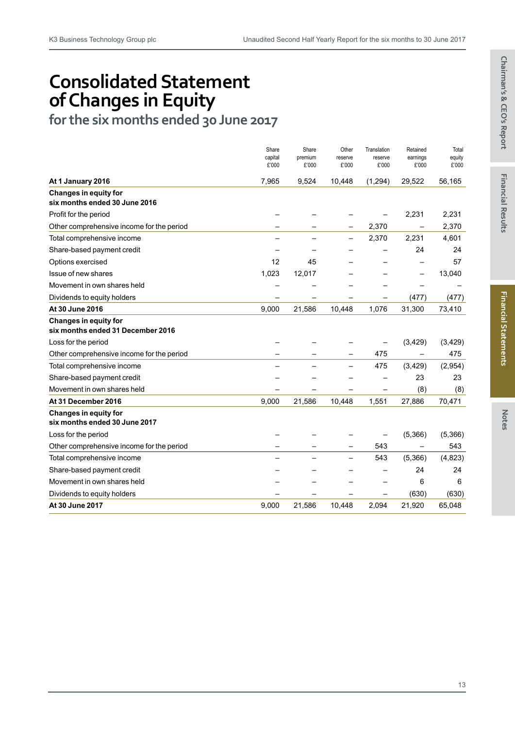# Consolidated Statement of Changes in Equity

## for the six months ended 30 June 2017

| | Share capital £'000 | Share premium £'000 | Other reserve £'000 | Translation reserve £'000 | Retained earnings £'000 | Total equity £'000 |
|---|---|---|---|---|---|---|
| **At 1 January 2016** | 7,965 | 9,524 | 10,448 | (1,294) | 29,522 | 56,165 |
| **Changes in equity for six months ended 30 June 2016** | | | | | | |
| Profit for the period | – | – | – | – | 2,231 | 2,231 |
| Other comprehensive income for the period | – | – | – | 2,370 | – | 2,370 |
| Total comprehensive income | – | – | – | 2,370 | 2,231 | 4,601 |
| Share-based payment credit | – | – | – | – | 24 | 24 |
| Options exercised | 12 | 45 | – | – | – | 57 |
| Issue of new shares | 1,023 | 12,017 | – | – | – | 13,040 |
| Movement in own shares held | – | – | – | – | – | – |
| Dividends to equity holders | – | – | – | – | (477) | (477) |
| **At 30 June 2016** | 9,000 | 21,586 | 10,448 | 1,076 | 31,300 | 73,410 |
| **Changes in equity for six months ended 31 December 2016** | | | | | | |
| Loss for the period | – | – | – | – | (3,429) | (3,429) |
| Other comprehensive income for the period | – | – | – | 475 | – | 475 |
| Total comprehensive income | – | – | – | 475 | (3,429) | (2,954) |
| Share-based payment credit | – | – | – | – | 23 | 23 |
| Movement in own shares held | – | – | – | – | (8) | (8) |
| **At 31 December 2016** | 9,000 | 21,586 | 10,448 | 1,551 | 27,886 | 70,471 |
| **Changes in equity for six months ended 30 June 2017** | | | | | | |
| Loss for the period | – | – | – | – | (5,366) | (5,366) |
| Other comprehensive income for the period | – | – | – | 543 | – | 543 |
| Total comprehensive income | – | – | – | 543 | (5,366) | (4,823) |
| Share-based payment credit | – | – | – | – | 24 | 24 |
| Movement in own shares held | – | – | – | – | 6 | 6 |
| Dividends to equity holders | – | – | – | – | (630) | (630) |
| **At 30 June 2017** | 9,000 | 21,586 | 10,448 | 2,094 | 21,920 | 65,048 |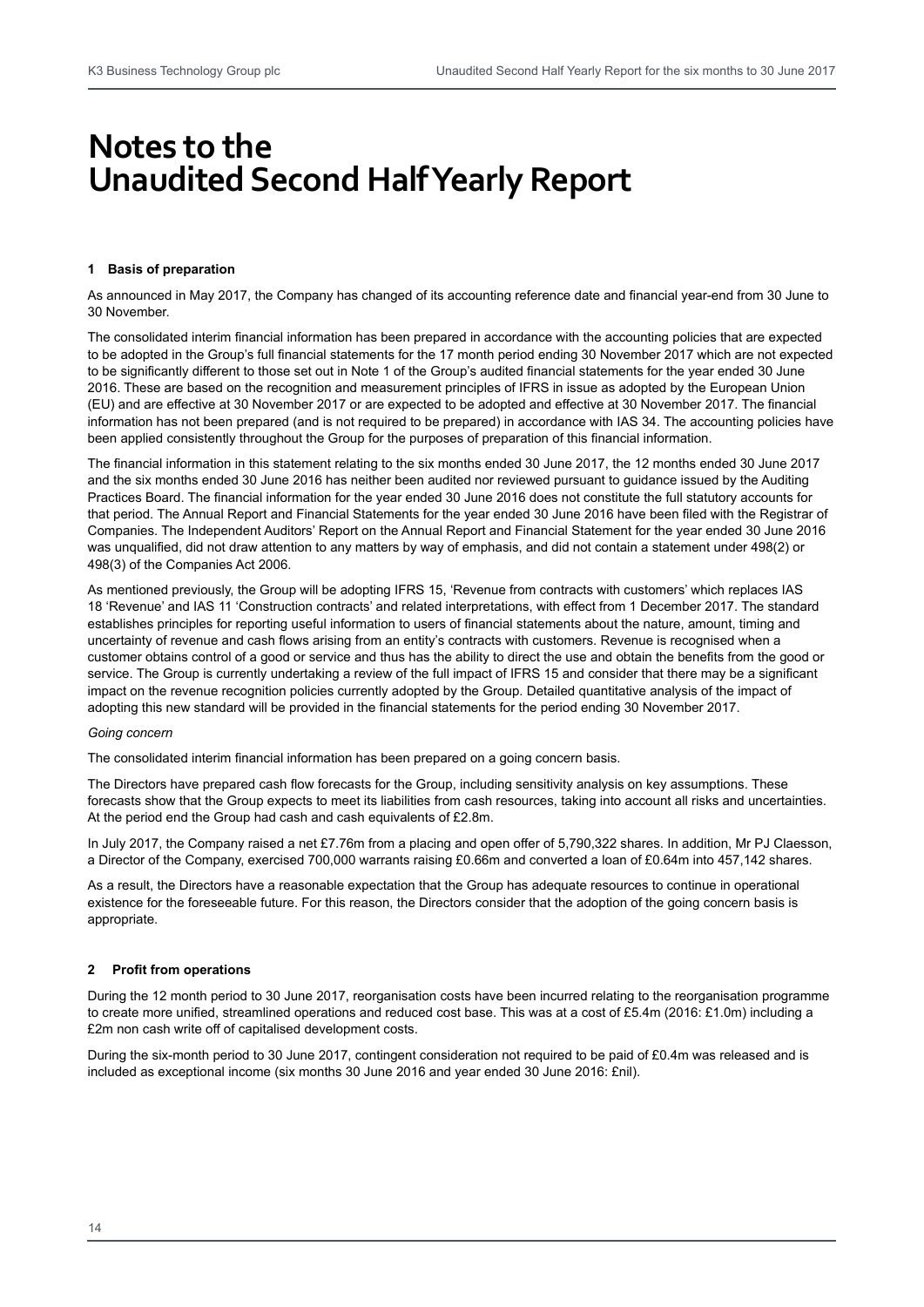# Notes to the Unaudited Second Half Yearly Report

### 1 Basis of preparation

As announced in May 2017, the Company has changed of its accounting reference date and financial year-end from 30 June to 30 November.

The consolidated interim financial information has been prepared in accordance with the accounting policies that are expected to be adopted in the Group's full financial statements for the 17 month period ending 30 November 2017 which are not expected to be significantly different to those set out in Note 1 of the Group's audited financial statements for the year ended 30 June 2016. These are based on the recognition and measurement principles of IFRS in issue as adopted by the European Union (EU) and are effective at 30 November 2017 or are expected to be adopted and effective at 30 November 2017. The financial information has not been prepared (and is not required to be prepared) in accordance with IAS 34. The accounting policies have been applied consistently throughout the Group for the purposes of preparation of this financial information.

The financial information in this statement relating to the six months ended 30 June 2017, the 12 months ended 30 June 2017 and the six months ended 30 June 2016 has neither been audited nor reviewed pursuant to guidance issued by the Auditing Practices Board. The financial information for the year ended 30 June 2016 does not constitute the full statutory accounts for that period. The Annual Report and Financial Statements for the year ended 30 June 2016 have been filed with the Registrar of Companies. The Independent Auditors' Report on the Annual Report and Financial Statement for the year ended 30 June 2016 was unqualified, did not draw attention to any matters by way of emphasis, and did not contain a statement under 498(2) or 498(3) of the Companies Act 2006.

As mentioned previously, the Group will be adopting IFRS 15, 'Revenue from contracts with customers' which replaces IAS 18 'Revenue' and IAS 11 'Construction contracts' and related interpretations, with effect from 1 December 2017. The standard establishes principles for reporting useful information to users of financial statements about the nature, amount, timing and uncertainty of revenue and cash flows arising from an entity's contracts with customers. Revenue is recognised when a customer obtains control of a good or service and thus has the ability to direct the use and obtain the benefits from the good or service. The Group is currently undertaking a review of the full impact of IFRS 15 and consider that there may be a significant impact on the revenue recognition policies currently adopted by the Group. Detailed quantitative analysis of the impact of adopting this new standard will be provided in the financial statements for the period ending 30 November 2017.

*Going concern*

The consolidated interim financial information has been prepared on a going concern basis.

The Directors have prepared cash flow forecasts for the Group, including sensitivity analysis on key assumptions. These forecasts show that the Group expects to meet its liabilities from cash resources, taking into account all risks and uncertainties. At the period end the Group had cash and cash equivalents of £2.8m.

In July 2017, the Company raised a net £7.76m from a placing and open offer of 5,790,322 shares. In addition, Mr PJ Claesson, a Director of the Company, exercised 700,000 warrants raising £0.66m and converted a loan of £0.64m into 457,142 shares.

As a result, the Directors have a reasonable expectation that the Group has adequate resources to continue in operational existence for the foreseeable future. For this reason, the Directors consider that the adoption of the going concern basis is appropriate.

### 2 Profit from operations

During the 12 month period to 30 June 2017, reorganisation costs have been incurred relating to the reorganisation programme to create more unified, streamlined operations and reduced cost base. This was at a cost of £5.4m (2016: £1.0m) including a £2m non cash write off of capitalised development costs.

During the six-month period to 30 June 2017, contingent consideration not required to be paid of £0.4m was released and is included as exceptional income (six months 30 June 2016 and year ended 30 June 2016: £nil).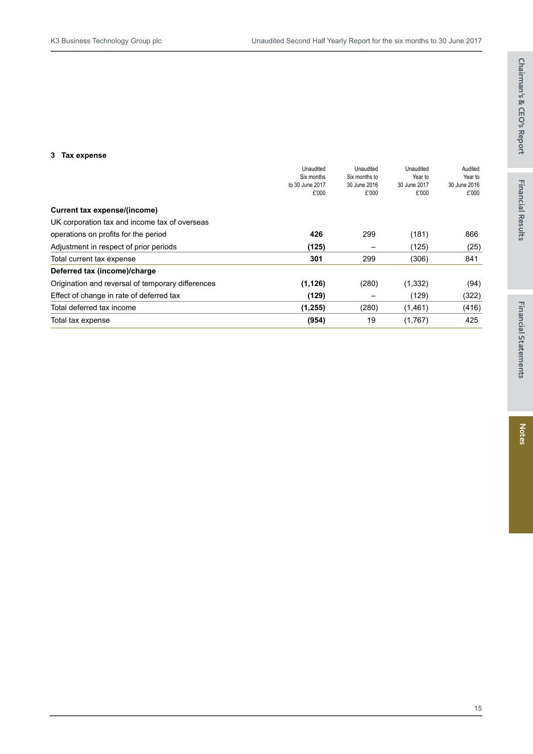### 3 Tax expense

| | Unaudited Six months to 30 June 2017 £'000 | Unaudited Six months to 30 June 2016 £'000 | Unaudited Year to 30 June 2017 £'000 | Audited Year to 30 June 2016 £'000 |
|---|---|---|---|---|
| **Current tax expense/(income)** | | | | |
| UK corporation tax and income tax of overseas operations on profits for the period | **426** | 299 | (181) | 866 |
| Adjustment in respect of prior periods | **(125)** | – | (125) | (25) |
| Total current tax expense | **301** | 299 | (306) | 841 |
| **Deferred tax (income)/charge** | | | | |
| Origination and reversal of temporary differences | **(1,126)** | (280) | (1,332) | (94) |
| Effect of change in rate of deferred tax | **(129)** | – | (129) | (322) |
| Total deferred tax income | **(1,255)** | (280) | (1,461) | (416) |
| Total tax expense | **(954)** | 19 | (1,767) | 425 |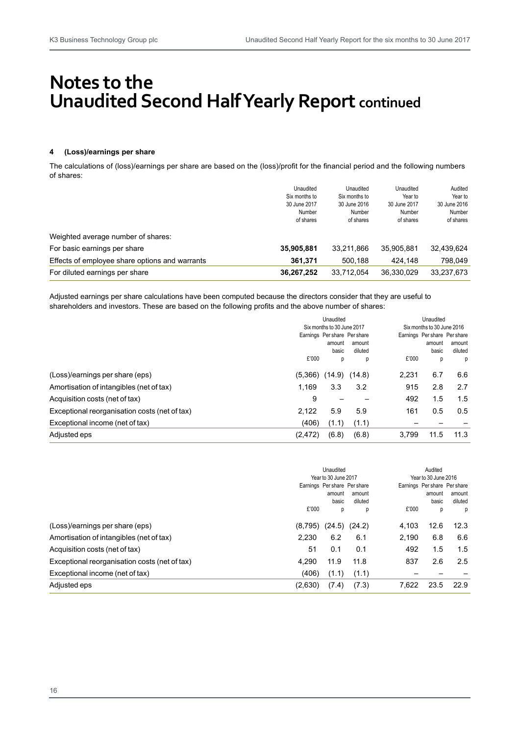# Notes to the Unaudited Second Half Yearly Report continued

### 4 (Loss)/earnings per share

The calculations of (loss)/earnings per share are based on the (loss)/profit for the financial period and the following numbers of shares:

| | Unaudited Six months to 30 June 2017 Number of shares | Unaudited Six months to 30 June 2016 Number of shares | Unaudited Year to 30 June 2017 Number of shares | Audited Year to 30 June 2016 Number of shares |
|---|---|---|---|---|
| Weighted average number of shares: | | | | |
| For basic earnings per share | **35,905,881** | 33,211,866 | 35,905,881 | 32,439,624 |
| Effects of employee share options and warrants | **361,371** | 500,188 | 424,148 | 798,049 |
| For diluted earnings per share | **36,267,252** | 33,712,054 | 36,330,029 | 33,237,673 |

Adjusted earnings per share calculations have been computed because the directors consider that they are useful to shareholders and investors. These are based on the following profits and the above number of shares:

| | Unaudited Six months to 30 June 2017 | | | Unaudited Six months to 30 June 2016 | | |
|---|---|---|---|---|---|---|
| | Earnings £'000 | Per share amount basic p | Per share amount diluted p | Earnings £'000 | Per share amount basic p | Per share amount diluted p |
| (Loss)/earnings per share (eps) | (5,366) | (14.9) | (14.8) | 2,231 | 6.7 | 6.6 |
| Amortisation of intangibles (net of tax) | 1,169 | 3.3 | 3.2 | 915 | 2.8 | 2.7 |
| Acquisition costs (net of tax) | 9 | – | – | 492 | 1.5 | 1.5 |
| Exceptional reorganisation costs (net of tax) | 2,122 | 5.9 | 5.9 | 161 | 0.5 | 0.5 |
| Exceptional income (net of tax) | (406) | (1.1) | (1.1) | – | – | – |
| Adjusted eps | (2,472) | (6.8) | (6.8) | 3,799 | 11.5 | 11.3 |

| | Unaudited Year to 30 June 2017 | | | Audited Year to 30 June 2016 | | |
|---|---|---|---|---|---|---|
| | Earnings £'000 | Per share amount basic p | Per share amount diluted p | Earnings £'000 | Per share amount basic p | Per share amount diluted p |
| (Loss)/earnings per share (eps) | (8,795) | (24.5) | (24.2) | 4,103 | 12.6 | 12.3 |
| Amortisation of intangibles (net of tax) | 2,230 | 6.2 | 6.1 | 2,190 | 6.8 | 6.6 |
| Acquisition costs (net of tax) | 51 | 0.1 | 0.1 | 492 | 1.5 | 1.5 |
| Exceptional reorganisation costs (net of tax) | 4,290 | 11.9 | 11.8 | 837 | 2.6 | 2.5 |
| Exceptional income (net of tax) | (406) | (1.1) | (1.1) | – | – | – |
| Adjusted eps | (2,630) | (7.4) | (7.3) | 7,622 | 23.5 | 22.9 |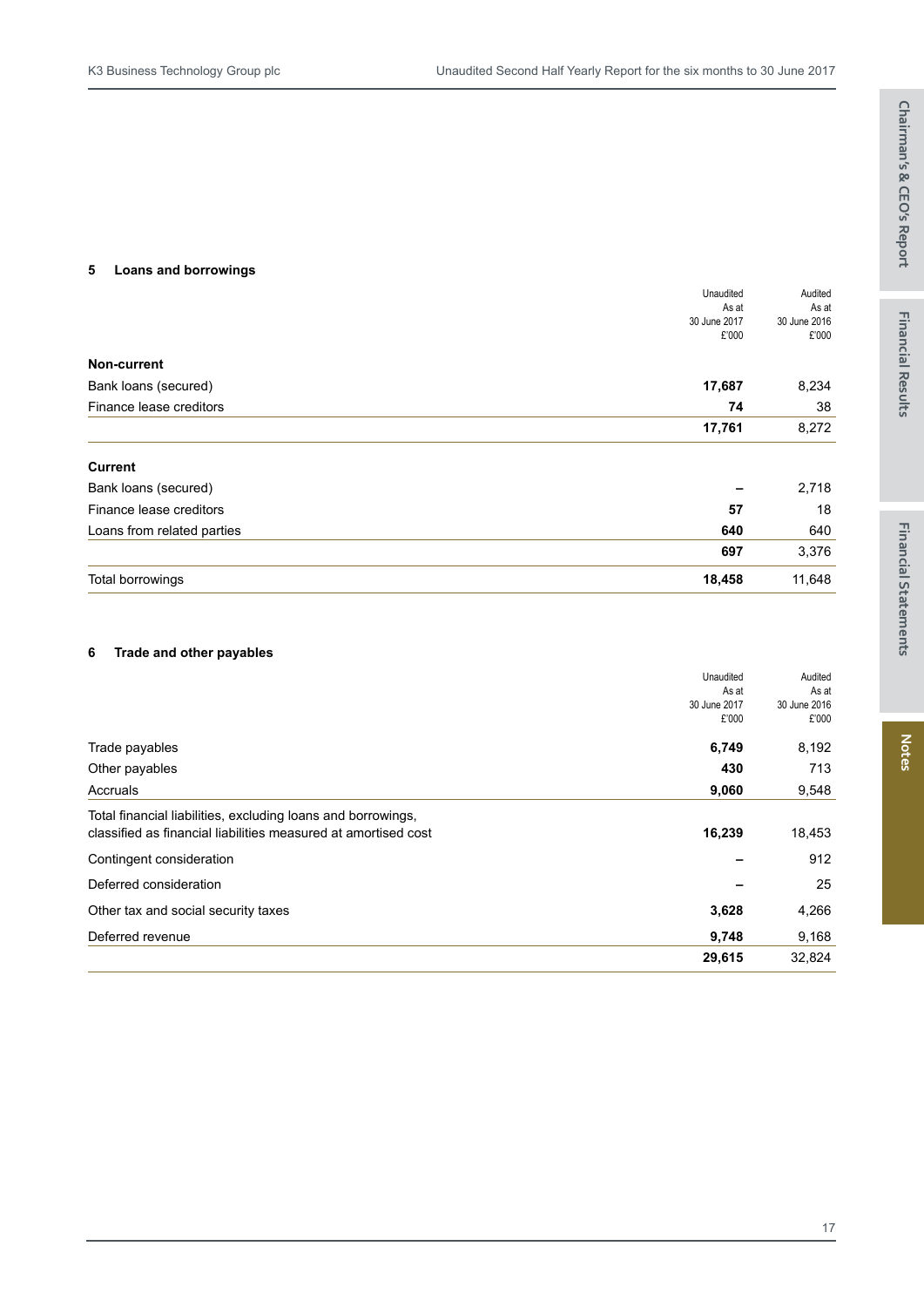### 5 Loans and borrowings

| | Unaudited As at 30 June 2017 £'000 | Audited As at 30 June 2016 £'000 |
|---|---|---|
| **Non-current** | | |
| Bank loans (secured) | **17,687** | 8,234 |
| Finance lease creditors | **74** | 38 |
| | **17,761** | 8,272 |
| **Current** | | |
| Bank loans (secured) | **–** | 2,718 |
| Finance lease creditors | **57** | 18 |
| Loans from related parties | **640** | 640 |
| | **697** | 3,376 |
| Total borrowings | **18,458** | 11,648 |

### 6 Trade and other payables

| | Unaudited As at 30 June 2017 £'000 | Audited As at 30 June 2016 £'000 |
|---|---|---|
| Trade payables | **6,749** | 8,192 |
| Other payables | **430** | 713 |
| Accruals | **9,060** | 9,548 |
| Total financial liabilities, excluding loans and borrowings, classified as financial liabilities measured at amortised cost | **16,239** | 18,453 |
| Contingent consideration | **–** | 912 |
| Deferred consideration | **–** | 25 |
| Other tax and social security taxes | **3,628** | 4,266 |
| Deferred revenue | **9,748** | 9,168 |
| | **29,615** | 32,824 |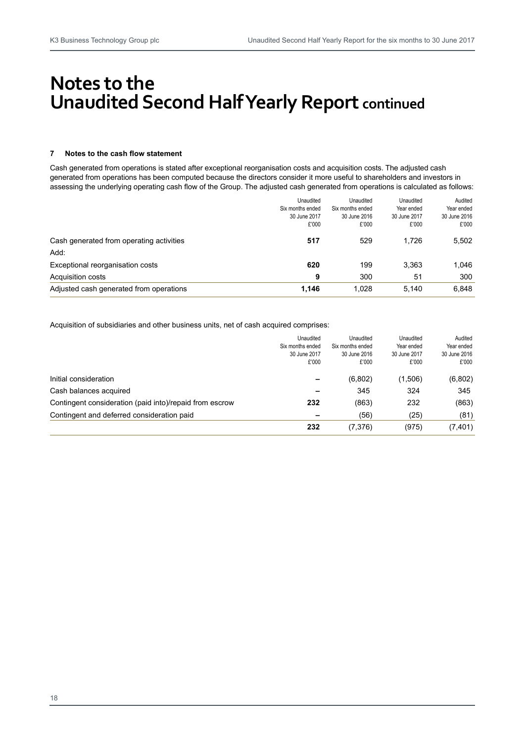# Notes to the Unaudited Second Half Yearly Report continued

### 7 Notes to the cash flow statement

Cash generated from operations is stated after exceptional reorganisation costs and acquisition costs. The adjusted cash generated from operations has been computed because the directors consider it more useful to shareholders and investors in assessing the underlying operating cash flow of the Group. The adjusted cash generated from operations is calculated as follows:

| | Unaudited Six months ended 30 June 2017 £'000 | Unaudited Six months ended 30 June 2016 £'000 | Unaudited Year ended 30 June 2017 £'000 | Audited Year ended 30 June 2016 £'000 |
|---|---|---|---|---|
| Cash generated from operating activities | **517** | 529 | 1,726 | 5,502 |
| Add: | | | | |
| Exceptional reorganisation costs | **620** | 199 | 3,363 | 1,046 |
| Acquisition costs | **9** | 300 | 51 | 300 |
| Adjusted cash generated from operations | **1,146** | 1,028 | 5,140 | 6,848 |

Acquisition of subsidiaries and other business units, net of cash acquired comprises:

| | Unaudited Six months ended 30 June 2017 £'000 | Unaudited Six months ended 30 June 2016 £'000 | Unaudited Year ended 30 June 2017 £'000 | Audited Year ended 30 June 2016 £'000 |
|---|---|---|---|---|
| Initial consideration | **–** | (6,802) | (1,506) | (6,802) |
| Cash balances acquired | **–** | 345 | 324 | 345 |
| Contingent consideration (paid into)/repaid from escrow | **232** | (863) | 232 | (863) |
| Contingent and deferred consideration paid | **–** | (56) | (25) | (81) |
| | **232** | (7,376) | (975) | (7,401) |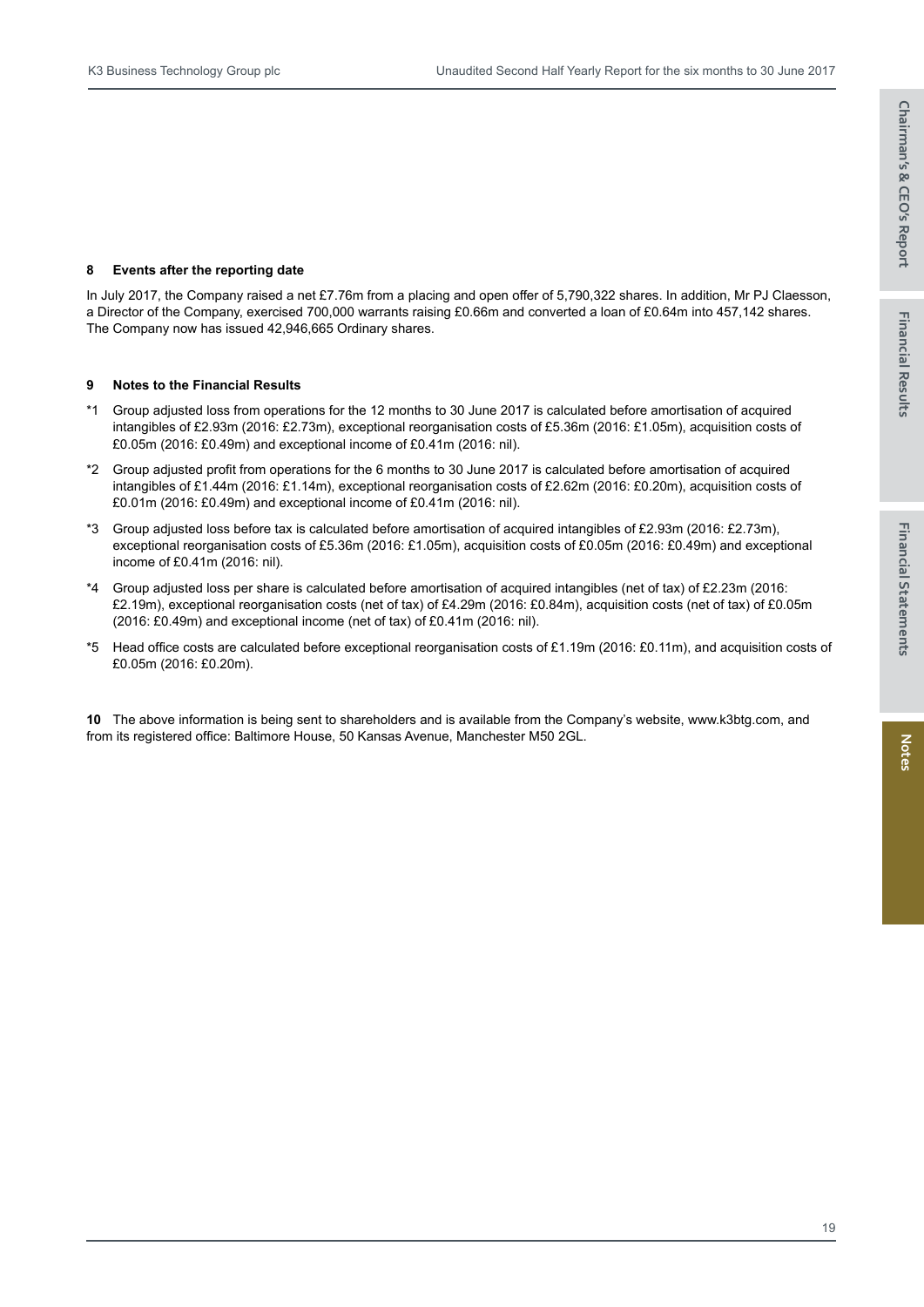## 8 Events after the reporting date

In July 2017, the Company raised a net £7.76m from a placing and open offer of 5,790,322 shares. In addition, Mr PJ Claesson, a Director of the Company, exercised 700,000 warrants raising £0.66m and converted a loan of £0.64m into 457,142 shares. The Company now has issued 42,946,665 Ordinary shares.

## 9 Notes to the Financial Results

*1 Group adjusted loss from operations for the 12 months to 30 June 2017 is calculated before amortisation of acquired intangibles of £2.93m (2016: £2.73m), exceptional reorganisation costs of £5.36m (2016: £1.05m), acquisition costs of £0.05m (2016: £0.49m) and exceptional income of £0.41m (2016: nil).

*2 Group adjusted profit from operations for the 6 months to 30 June 2017 is calculated before amortisation of acquired intangibles of £1.44m (2016: £1.14m), exceptional reorganisation costs of £2.62m (2016: £0.20m), acquisition costs of £0.01m (2016: £0.49m) and exceptional income of £0.41m (2016: nil).

*3 Group adjusted loss before tax is calculated before amortisation of acquired intangibles of £2.93m (2016: £2.73m), exceptional reorganisation costs of £5.36m (2016: £1.05m), acquisition costs of £0.05m (2016: £0.49m) and exceptional income of £0.41m (2016: nil).

*4 Group adjusted loss per share is calculated before amortisation of acquired intangibles (net of tax) of £2.23m (2016: £2.19m), exceptional reorganisation costs (net of tax) of £4.29m (2016: £0.84m), acquisition costs (net of tax) of £0.05m (2016: £0.49m) and exceptional income (net of tax) of £0.41m (2016: nil).

*5 Head office costs are calculated before exceptional reorganisation costs of £1.19m (2016: £0.11m), and acquisition costs of £0.05m (2016: £0.20m).

**10** The above information is being sent to shareholders and is available from the Company's website, www.k3btg.com, and from its registered office: Baltimore House, 50 Kansas Avenue, Manchester M50 2GL.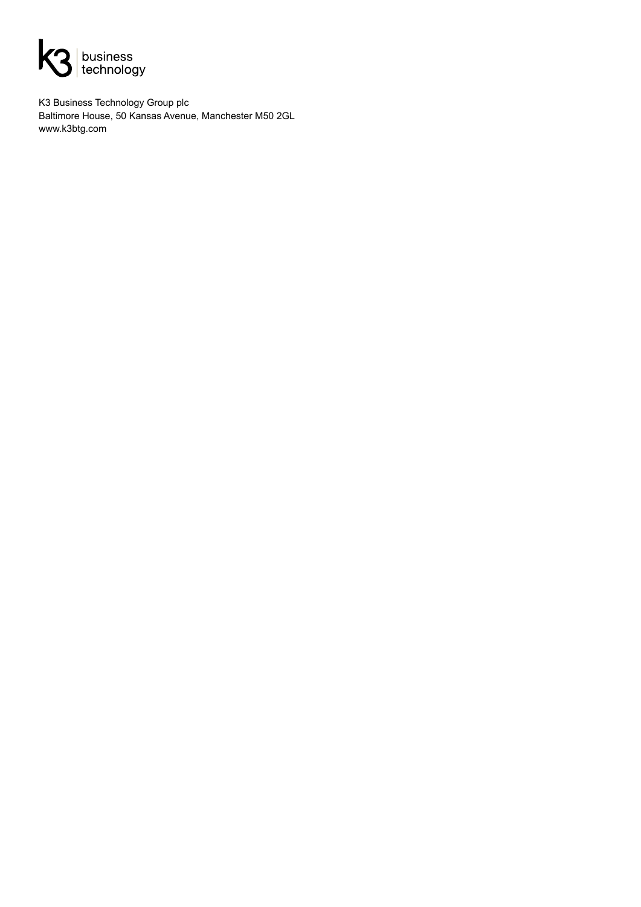k3 business technology

K3 Business Technology Group plc
Baltimore House, 50 Kansas Avenue, Manchester M50 2GL
www.k3btg.com